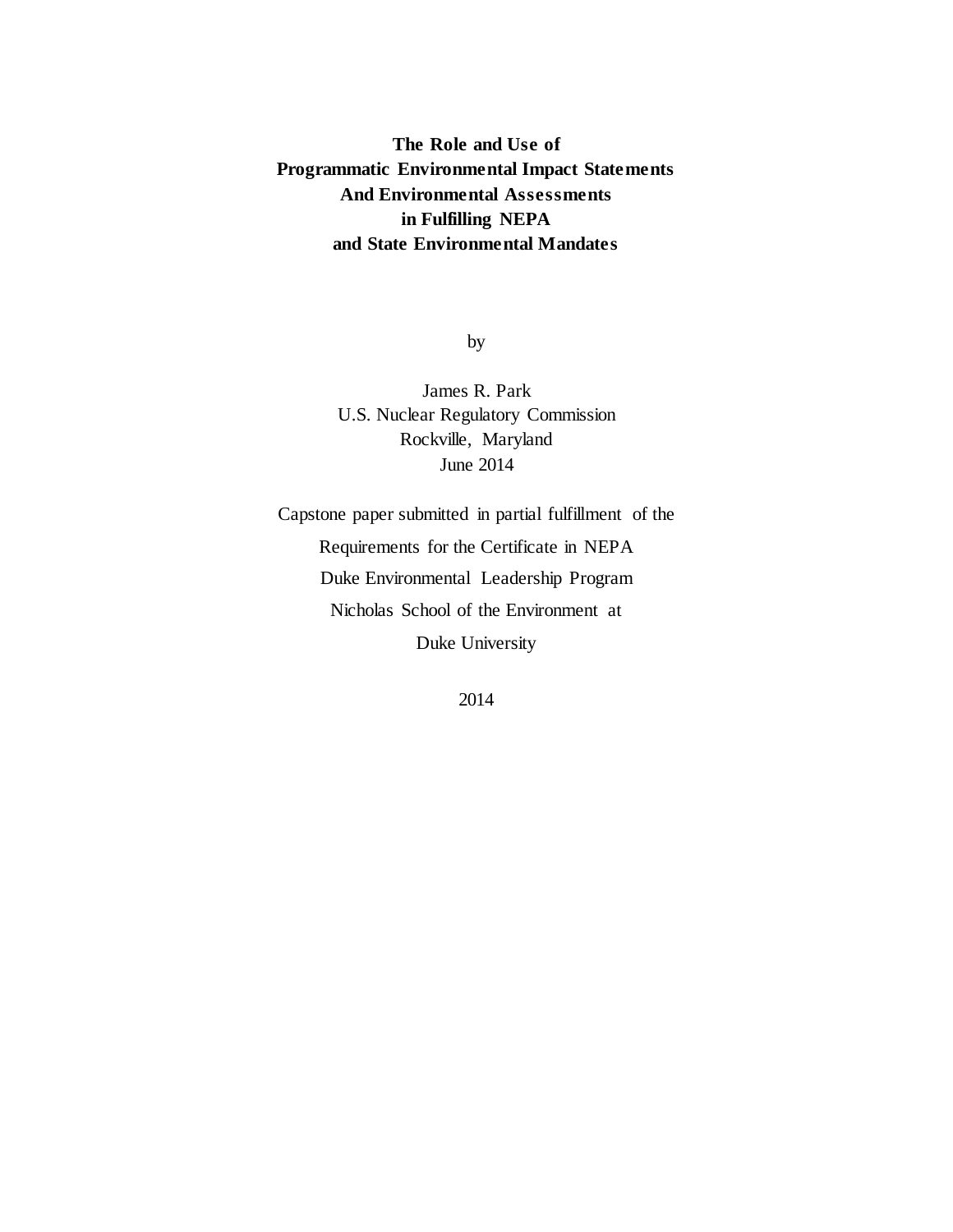# The Role and Use of Programmatic Environmental Impact Statements And Environmental Assessments in Fulfilling NEPA and State Environmental Mandates

by

James R. Park
U.S. Nuclear Regulatory Commission
Rockville, Maryland
June 2014

Capstone paper submitted in partial fulfillment of the
Requirements for the Certificate in NEPA
Duke Environmental Leadership Program
Nicholas School of the Environment at
Duke University

2014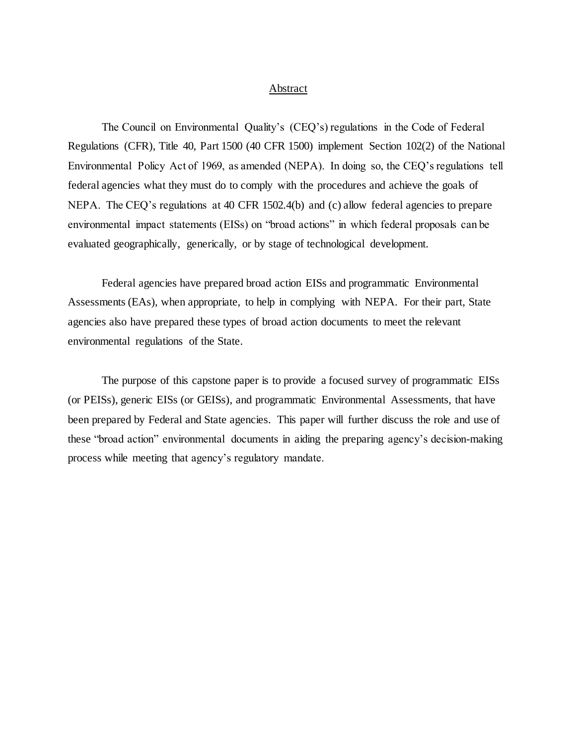## Abstract

The Council on Environmental Quality's (CEQ's) regulations in the Code of Federal Regulations (CFR), Title 40, Part 1500 (40 CFR 1500) implement Section 102(2) of the National Environmental Policy Act of 1969, as amended (NEPA). In doing so, the CEQ's regulations tell federal agencies what they must do to comply with the procedures and achieve the goals of NEPA. The CEQ's regulations at 40 CFR 1502.4(b) and (c) allow federal agencies to prepare environmental impact statements (EISs) on "broad actions" in which federal proposals can be evaluated geographically, generically, or by stage of technological development.

Federal agencies have prepared broad action EISs and programmatic Environmental Assessments (EAs), when appropriate, to help in complying with NEPA. For their part, State agencies also have prepared these types of broad action documents to meet the relevant environmental regulations of the State.

The purpose of this capstone paper is to provide a focused survey of programmatic EISs (or PEISs), generic EISs (or GEISs), and programmatic Environmental Assessments, that have been prepared by Federal and State agencies. This paper will further discuss the role and use of these "broad action" environmental documents in aiding the preparing agency's decision-making process while meeting that agency's regulatory mandate.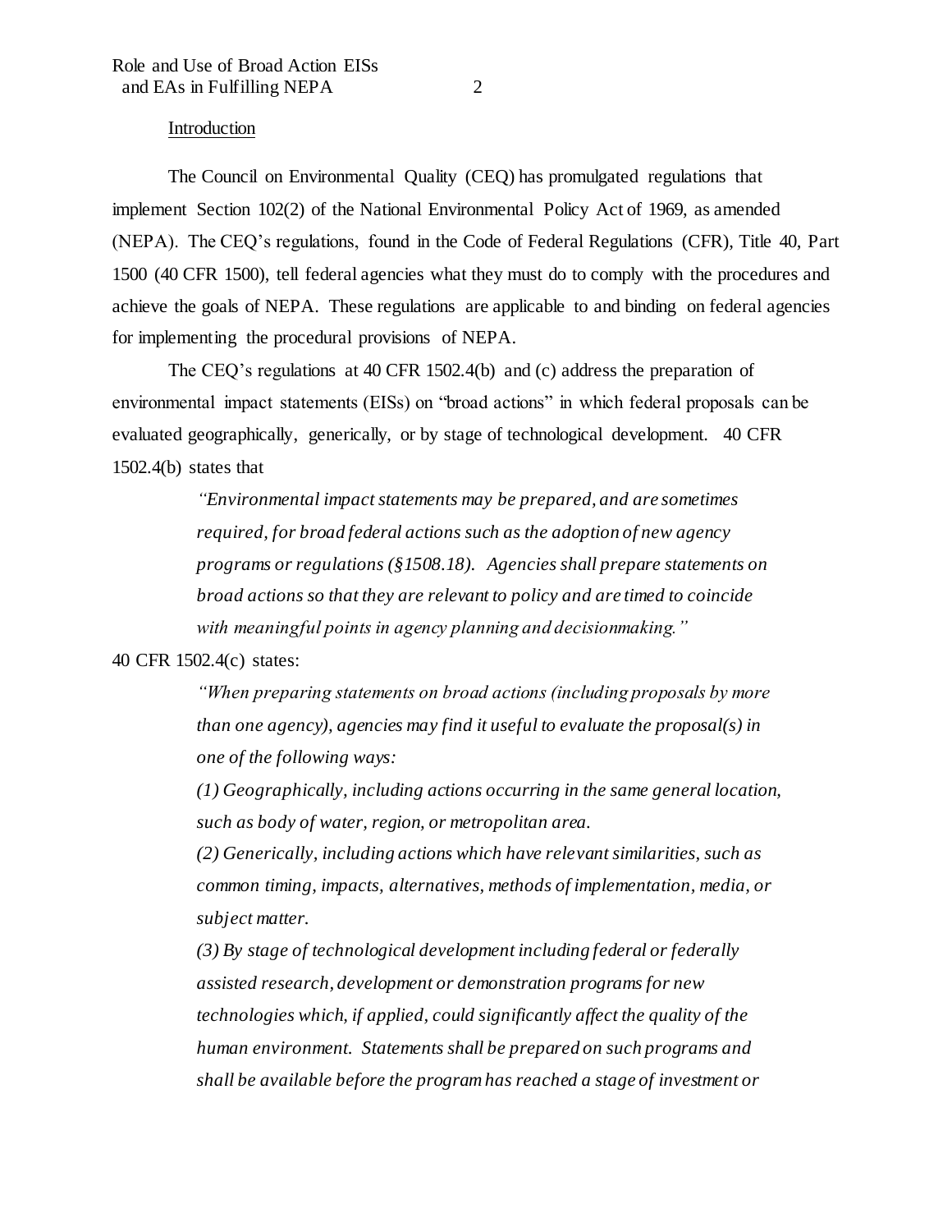## Introduction

The Council on Environmental Quality (CEQ) has promulgated regulations that implement Section 102(2) of the National Environmental Policy Act of 1969, as amended (NEPA). The CEQ's regulations, found in the Code of Federal Regulations (CFR), Title 40, Part 1500 (40 CFR 1500), tell federal agencies what they must do to comply with the procedures and achieve the goals of NEPA. These regulations are applicable to and binding on federal agencies for implementing the procedural provisions of NEPA.

The CEQ's regulations at 40 CFR 1502.4(b) and (c) address the preparation of environmental impact statements (EISs) on "broad actions" in which federal proposals can be evaluated geographically, generically, or by stage of technological development. 40 CFR 1502.4(b) states that

> *"Environmental impact statements may be prepared, and are sometimes required, for broad federal actions such as the adoption of new agency programs or regulations (§1508.18). Agencies shall prepare statements on broad actions so that they are relevant to policy and are timed to coincide with meaningful points in agency planning and decisionmaking."*

40 CFR 1502.4(c) states:

> *"When preparing statements on broad actions (including proposals by more than one agency), agencies may find it useful to evaluate the proposal(s) in one of the following ways:*
>
> *(1) Geographically, including actions occurring in the same general location, such as body of water, region, or metropolitan area.*
>
> *(2) Generically, including actions which have relevant similarities, such as common timing, impacts, alternatives, methods of implementation, media, or subject matter.*
>
> *(3) By stage of technological development including federal or federally assisted research, development or demonstration programs for new technologies which, if applied, could significantly affect the quality of the human environment. Statements shall be prepared on such programs and shall be available before the program has reached a stage of investment or*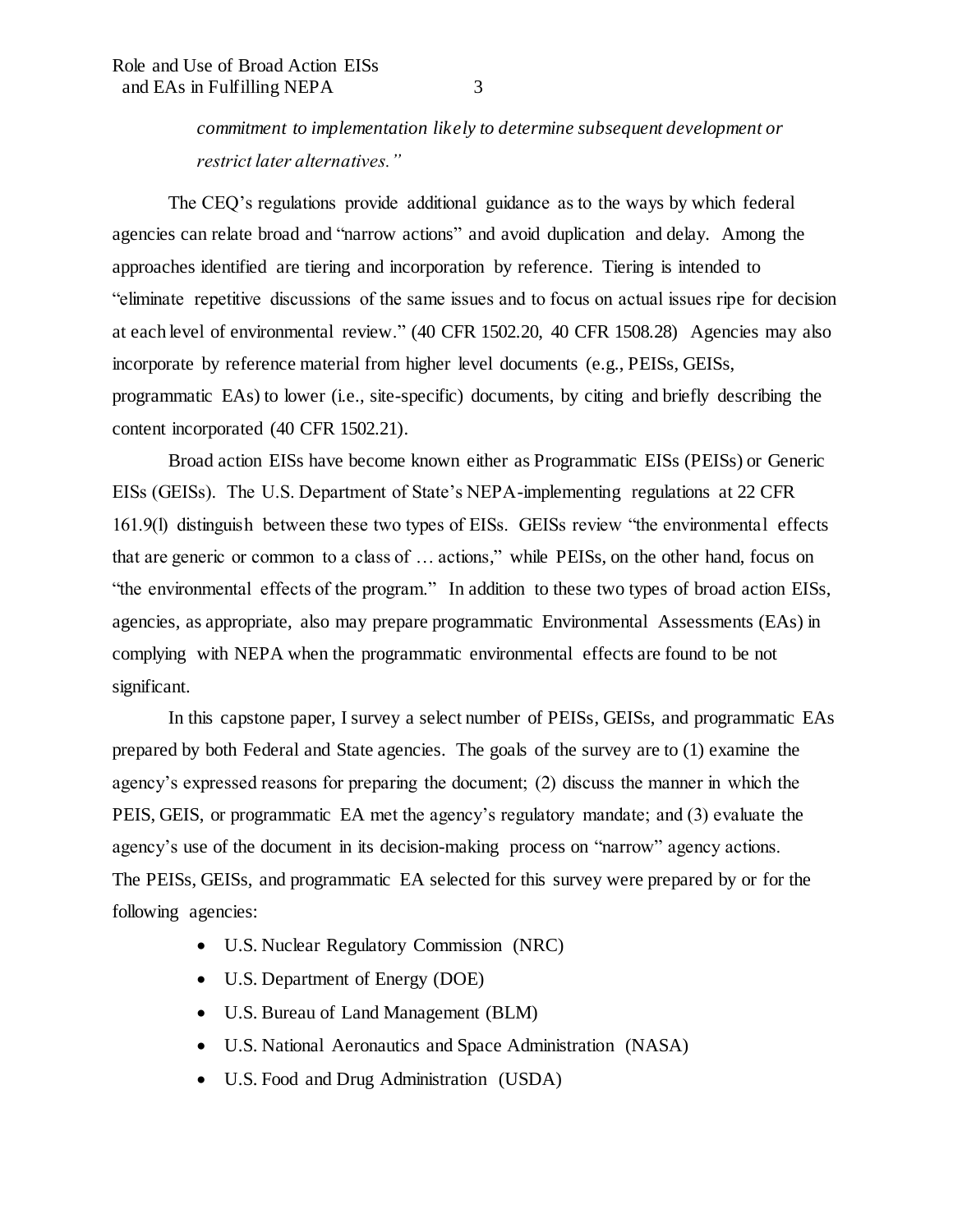*commitment to implementation likely to determine subsequent development or restrict later alternatives."*

The CEQ's regulations provide additional guidance as to the ways by which federal agencies can relate broad and "narrow actions" and avoid duplication and delay. Among the approaches identified are tiering and incorporation by reference. Tiering is intended to "eliminate repetitive discussions of the same issues and to focus on actual issues ripe for decision at each level of environmental review." (40 CFR 1502.20, 40 CFR 1508.28) Agencies may also incorporate by reference material from higher level documents (e.g., PEISs, GEISs, programmatic EAs) to lower (i.e., site-specific) documents, by citing and briefly describing the content incorporated (40 CFR 1502.21).

Broad action EISs have become known either as Programmatic EISs (PEISs) or Generic EISs (GEISs). The U.S. Department of State's NEPA-implementing regulations at 22 CFR 161.9(l) distinguish between these two types of EISs. GEISs review "the environmental effects that are generic or common to a class of … actions," while PEISs, on the other hand, focus on "the environmental effects of the program." In addition to these two types of broad action EISs, agencies, as appropriate, also may prepare programmatic Environmental Assessments (EAs) in complying with NEPA when the programmatic environmental effects are found to be not significant.

In this capstone paper, I survey a select number of PEISs, GEISs, and programmatic EAs prepared by both Federal and State agencies. The goals of the survey are to (1) examine the agency's expressed reasons for preparing the document; (2) discuss the manner in which the PEIS, GEIS, or programmatic EA met the agency's regulatory mandate; and (3) evaluate the agency's use of the document in its decision-making process on "narrow" agency actions. The PEISs, GEISs, and programmatic EA selected for this survey were prepared by or for the following agencies:

- U.S. Nuclear Regulatory Commission (NRC)
- U.S. Department of Energy (DOE)
- U.S. Bureau of Land Management (BLM)
- U.S. National Aeronautics and Space Administration (NASA)
- U.S. Food and Drug Administration (USDA)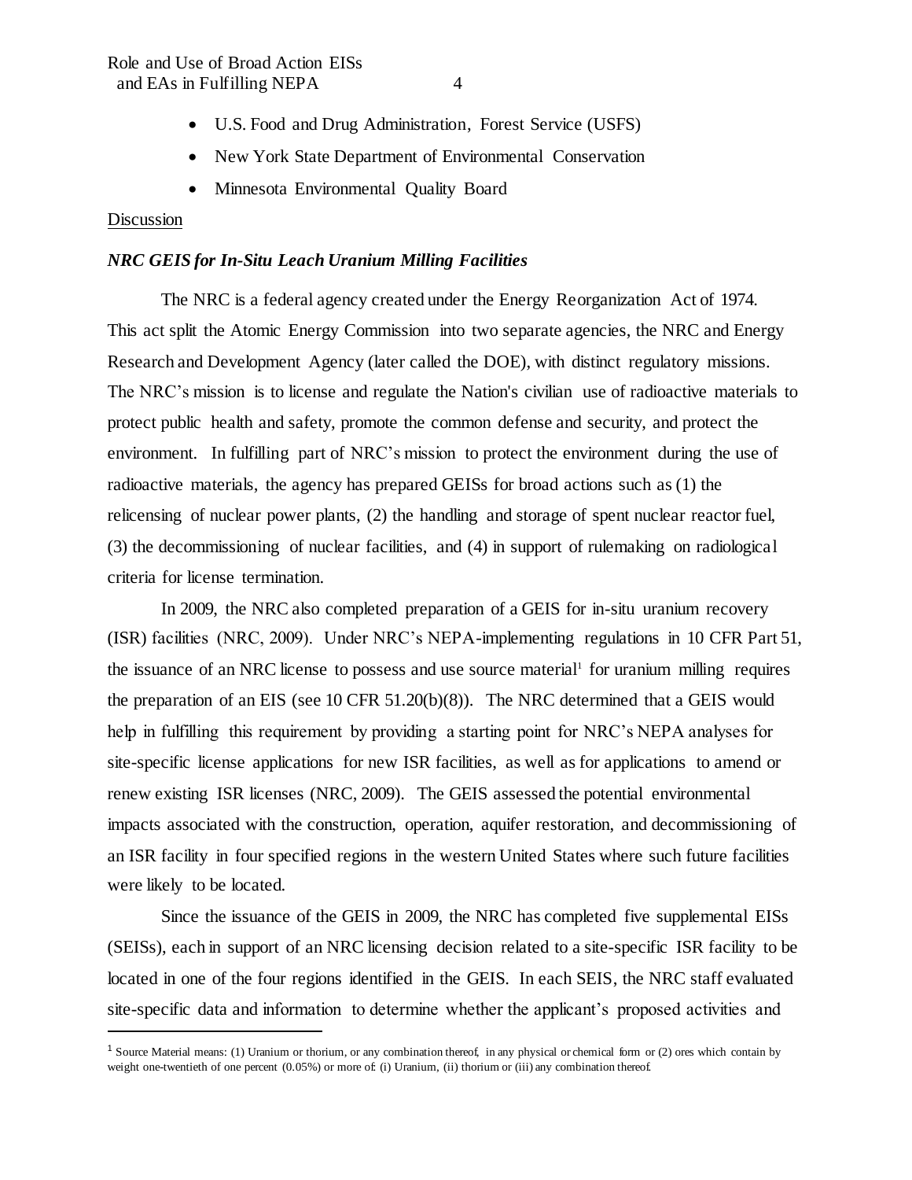- U.S. Food and Drug Administration, Forest Service (USFS)
- New York State Department of Environmental Conservation
- Minnesota Environmental Quality Board

Discussion

***NRC GEIS for In-Situ Leach Uranium Milling Facilities***

The NRC is a federal agency created under the Energy Reorganization Act of 1974. This act split the Atomic Energy Commission into two separate agencies, the NRC and Energy Research and Development Agency (later called the DOE), with distinct regulatory missions. The NRC's mission is to license and regulate the Nation's civilian use of radioactive materials to protect public health and safety, promote the common defense and security, and protect the environment. In fulfilling part of NRC's mission to protect the environment during the use of radioactive materials, the agency has prepared GEISs for broad actions such as (1) the relicensing of nuclear power plants, (2) the handling and storage of spent nuclear reactor fuel, (3) the decommissioning of nuclear facilities, and (4) in support of rulemaking on radiological criteria for license termination.

In 2009, the NRC also completed preparation of a GEIS for in-situ uranium recovery (ISR) facilities (NRC, 2009). Under NRC's NEPA-implementing regulations in 10 CFR Part 51, the issuance of an NRC license to possess and use source material[1] for uranium milling requires the preparation of an EIS (see 10 CFR 51.20(b)(8)). The NRC determined that a GEIS would help in fulfilling this requirement by providing a starting point for NRC's NEPA analyses for site-specific license applications for new ISR facilities, as well as for applications to amend or renew existing ISR licenses (NRC, 2009). The GEIS assessed the potential environmental impacts associated with the construction, operation, aquifer restoration, and decommissioning of an ISR facility in four specified regions in the western United States where such future facilities were likely to be located.

Since the issuance of the GEIS in 2009, the NRC has completed five supplemental EISs (SEISs), each in support of an NRC licensing decision related to a site-specific ISR facility to be located in one of the four regions identified in the GEIS. In each SEIS, the NRC staff evaluated site-specific data and information to determine whether the applicant's proposed activities and

---

[1] Source Material means: (1) Uranium or thorium, or any combination thereof, in any physical or chemical form or (2) ores which contain by weight one-twentieth of one percent (0.05%) or more of: (i) Uranium, (ii) thorium or (iii) any combination thereof.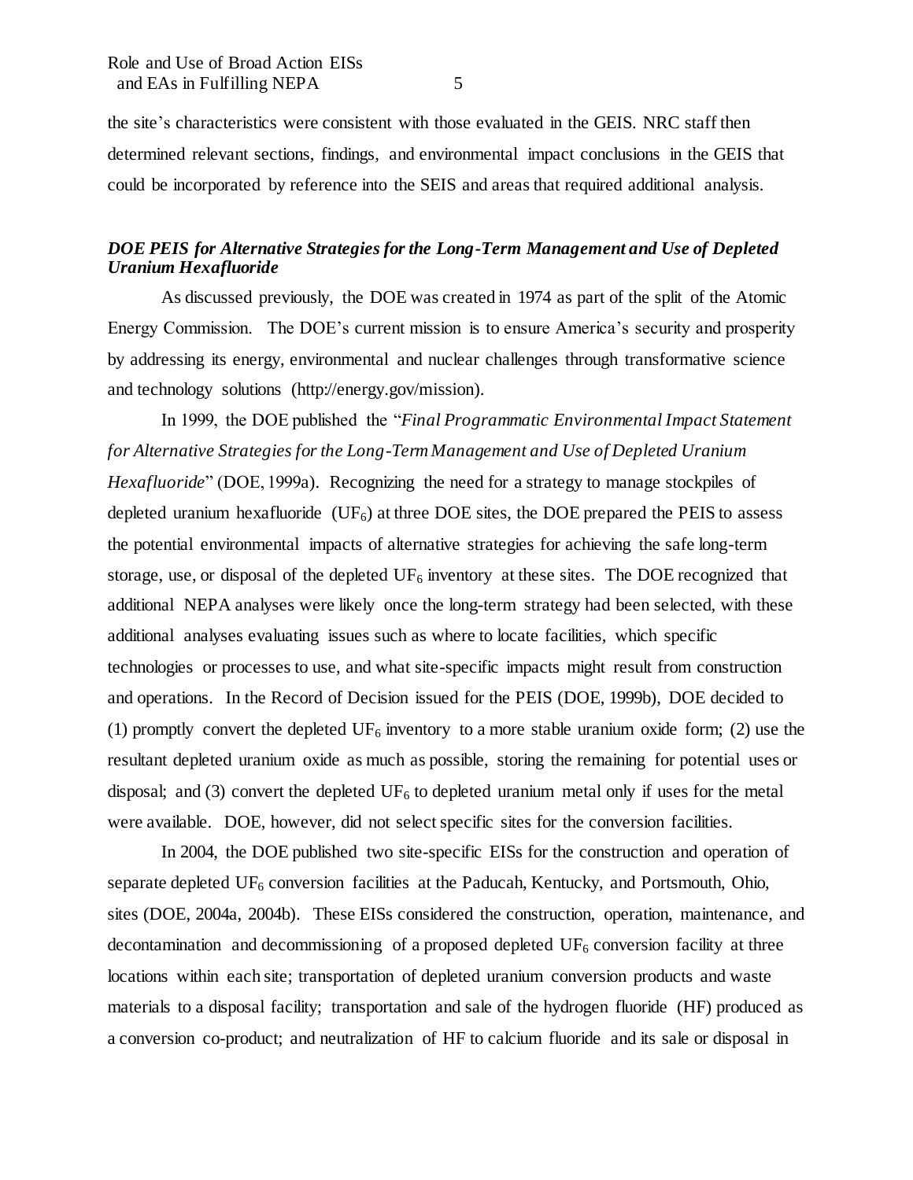the site's characteristics were consistent with those evaluated in the GEIS. NRC staff then determined relevant sections, findings, and environmental impact conclusions in the GEIS that could be incorporated by reference into the SEIS and areas that required additional analysis.

### *DOE PEIS for Alternative Strategies for the Long-Term Management and Use of Depleted Uranium Hexafluoride*

As discussed previously, the DOE was created in 1974 as part of the split of the Atomic Energy Commission. The DOE's current mission is to ensure America's security and prosperity by addressing its energy, environmental and nuclear challenges through transformative science and technology solutions (http://energy.gov/mission).

In 1999, the DOE published the "*Final Programmatic Environmental Impact Statement for Alternative Strategies for the Long-Term Management and Use of Depleted Uranium Hexafluoride*" (DOE, 1999a). Recognizing the need for a strategy to manage stockpiles of depleted uranium hexafluoride ($UF_6$) at three DOE sites, the DOE prepared the PEIS to assess the potential environmental impacts of alternative strategies for achieving the safe long-term storage, use, or disposal of the depleted $UF_6$ inventory at these sites. The DOE recognized that additional NEPA analyses were likely once the long-term strategy had been selected, with these additional analyses evaluating issues such as where to locate facilities, which specific technologies or processes to use, and what site-specific impacts might result from construction and operations. In the Record of Decision issued for the PEIS (DOE, 1999b), DOE decided to (1) promptly convert the depleted $UF_6$ inventory to a more stable uranium oxide form; (2) use the resultant depleted uranium oxide as much as possible, storing the remaining for potential uses or disposal; and (3) convert the depleted $UF_6$ to depleted uranium metal only if uses for the metal were available. DOE, however, did not select specific sites for the conversion facilities.

In 2004, the DOE published two site-specific EISs for the construction and operation of separate depleted $UF_6$ conversion facilities at the Paducah, Kentucky, and Portsmouth, Ohio, sites (DOE, 2004a, 2004b). These EISs considered the construction, operation, maintenance, and decontamination and decommissioning of a proposed depleted $UF_6$ conversion facility at three locations within each site; transportation of depleted uranium conversion products and waste materials to a disposal facility; transportation and sale of the hydrogen fluoride (HF) produced as a conversion co-product; and neutralization of HF to calcium fluoride and its sale or disposal in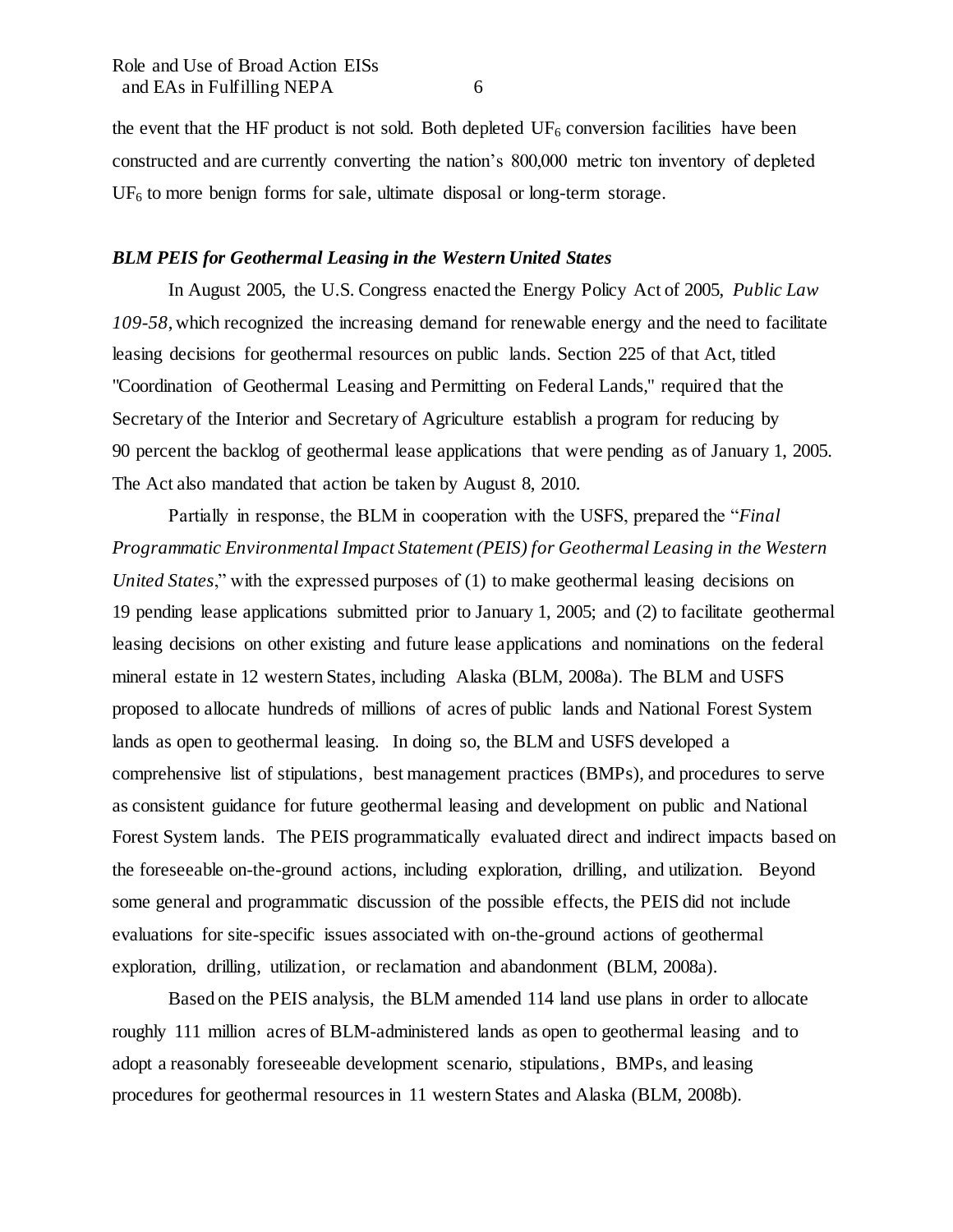the event that the HF product is not sold. Both depleted $UF_6$ conversion facilities have been constructed and are currently converting the nation's 800,000 metric ton inventory of depleted $UF_6$ to more benign forms for sale, ultimate disposal or long-term storage.

### ***BLM PEIS for Geothermal Leasing in the Western United States***

In August 2005, the U.S. Congress enacted the Energy Policy Act of 2005, *Public Law 109-58*, which recognized the increasing demand for renewable energy and the need to facilitate leasing decisions for geothermal resources on public lands. Section 225 of that Act, titled "Coordination of Geothermal Leasing and Permitting on Federal Lands," required that the Secretary of the Interior and Secretary of Agriculture establish a program for reducing by 90 percent the backlog of geothermal lease applications that were pending as of January 1, 2005. The Act also mandated that action be taken by August 8, 2010.

Partially in response, the BLM in cooperation with the USFS, prepared the "*Final Programmatic Environmental Impact Statement (PEIS) for Geothermal Leasing in the Western United States*," with the expressed purposes of (1) to make geothermal leasing decisions on 19 pending lease applications submitted prior to January 1, 2005; and (2) to facilitate geothermal leasing decisions on other existing and future lease applications and nominations on the federal mineral estate in 12 western States, including Alaska (BLM, 2008a). The BLM and USFS proposed to allocate hundreds of millions of acres of public lands and National Forest System lands as open to geothermal leasing. In doing so, the BLM and USFS developed a comprehensive list of stipulations, best management practices (BMPs), and procedures to serve as consistent guidance for future geothermal leasing and development on public and National Forest System lands. The PEIS programmatically evaluated direct and indirect impacts based on the foreseeable on-the-ground actions, including exploration, drilling, and utilization. Beyond some general and programmatic discussion of the possible effects, the PEIS did not include evaluations for site-specific issues associated with on-the-ground actions of geothermal exploration, drilling, utilization, or reclamation and abandonment (BLM, 2008a).

Based on the PEIS analysis, the BLM amended 114 land use plans in order to allocate roughly 111 million acres of BLM-administered lands as open to geothermal leasing and to adopt a reasonably foreseeable development scenario, stipulations, BMPs, and leasing procedures for geothermal resources in 11 western States and Alaska (BLM, 2008b).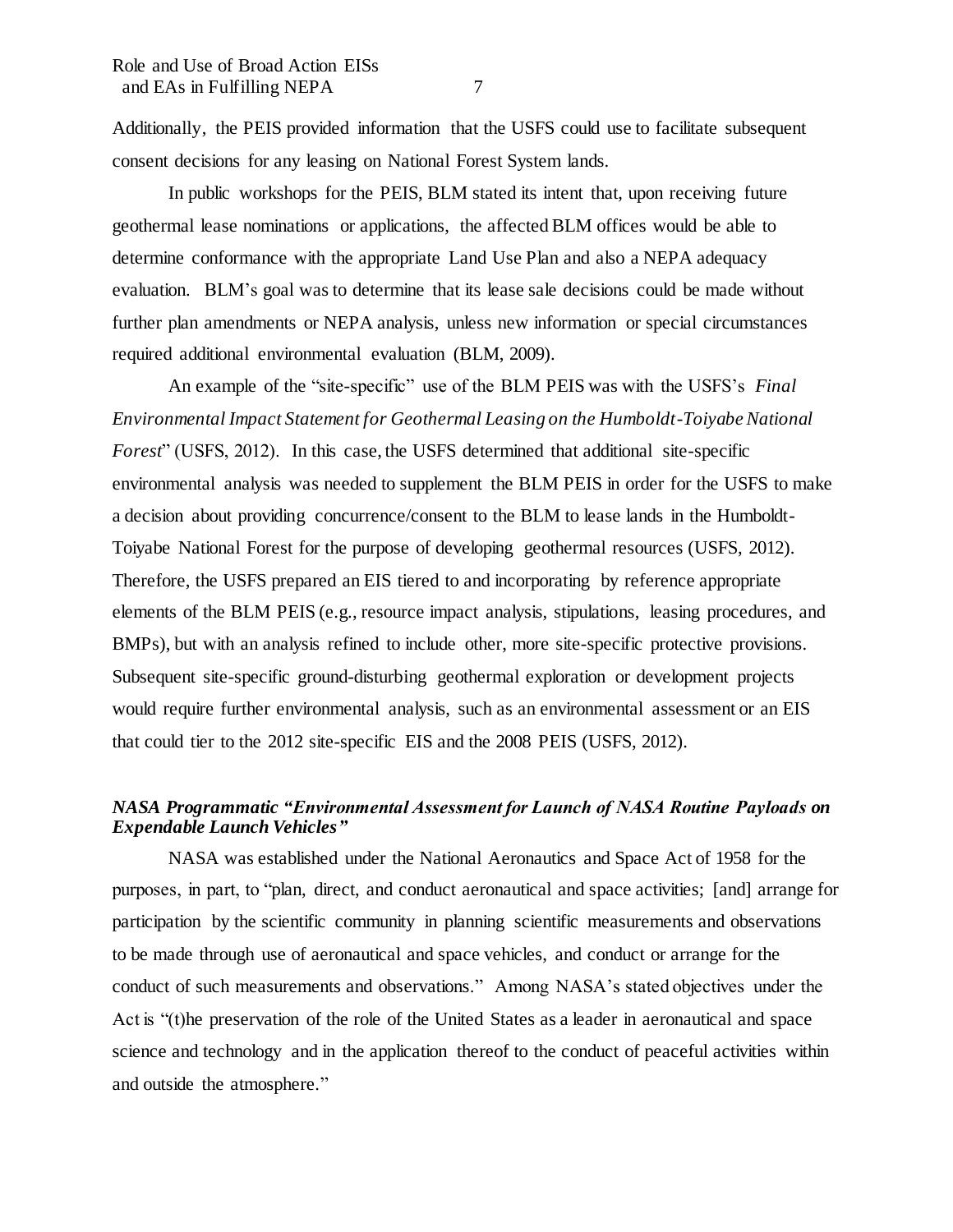Additionally, the PEIS provided information that the USFS could use to facilitate subsequent consent decisions for any leasing on National Forest System lands.

In public workshops for the PEIS, BLM stated its intent that, upon receiving future geothermal lease nominations or applications, the affected BLM offices would be able to determine conformance with the appropriate Land Use Plan and also a NEPA adequacy evaluation. BLM's goal was to determine that its lease sale decisions could be made without further plan amendments or NEPA analysis, unless new information or special circumstances required additional environmental evaluation (BLM, 2009).

An example of the "site-specific" use of the BLM PEIS was with the USFS's *Final Environmental Impact Statement for Geothermal Leasing on the Humboldt-Toiyabe National Forest*" (USFS, 2012). In this case, the USFS determined that additional site-specific environmental analysis was needed to supplement the BLM PEIS in order for the USFS to make a decision about providing concurrence/consent to the BLM to lease lands in the Humboldt-Toiyabe National Forest for the purpose of developing geothermal resources (USFS, 2012). Therefore, the USFS prepared an EIS tiered to and incorporating by reference appropriate elements of the BLM PEIS (e.g., resource impact analysis, stipulations, leasing procedures, and BMPs), but with an analysis refined to include other, more site-specific protective provisions. Subsequent site-specific ground-disturbing geothermal exploration or development projects would require further environmental analysis, such as an environmental assessment or an EIS that could tier to the 2012 site-specific EIS and the 2008 PEIS (USFS, 2012).

### *NASA Programmatic "Environmental Assessment for Launch of NASA Routine Payloads on Expendable Launch Vehicles"*

NASA was established under the National Aeronautics and Space Act of 1958 for the purposes, in part, to "plan, direct, and conduct aeronautical and space activities; [and] arrange for participation by the scientific community in planning scientific measurements and observations to be made through use of aeronautical and space vehicles, and conduct or arrange for the conduct of such measurements and observations." Among NASA's stated objectives under the Act is "(t)he preservation of the role of the United States as a leader in aeronautical and space science and technology and in the application thereof to the conduct of peaceful activities within and outside the atmosphere."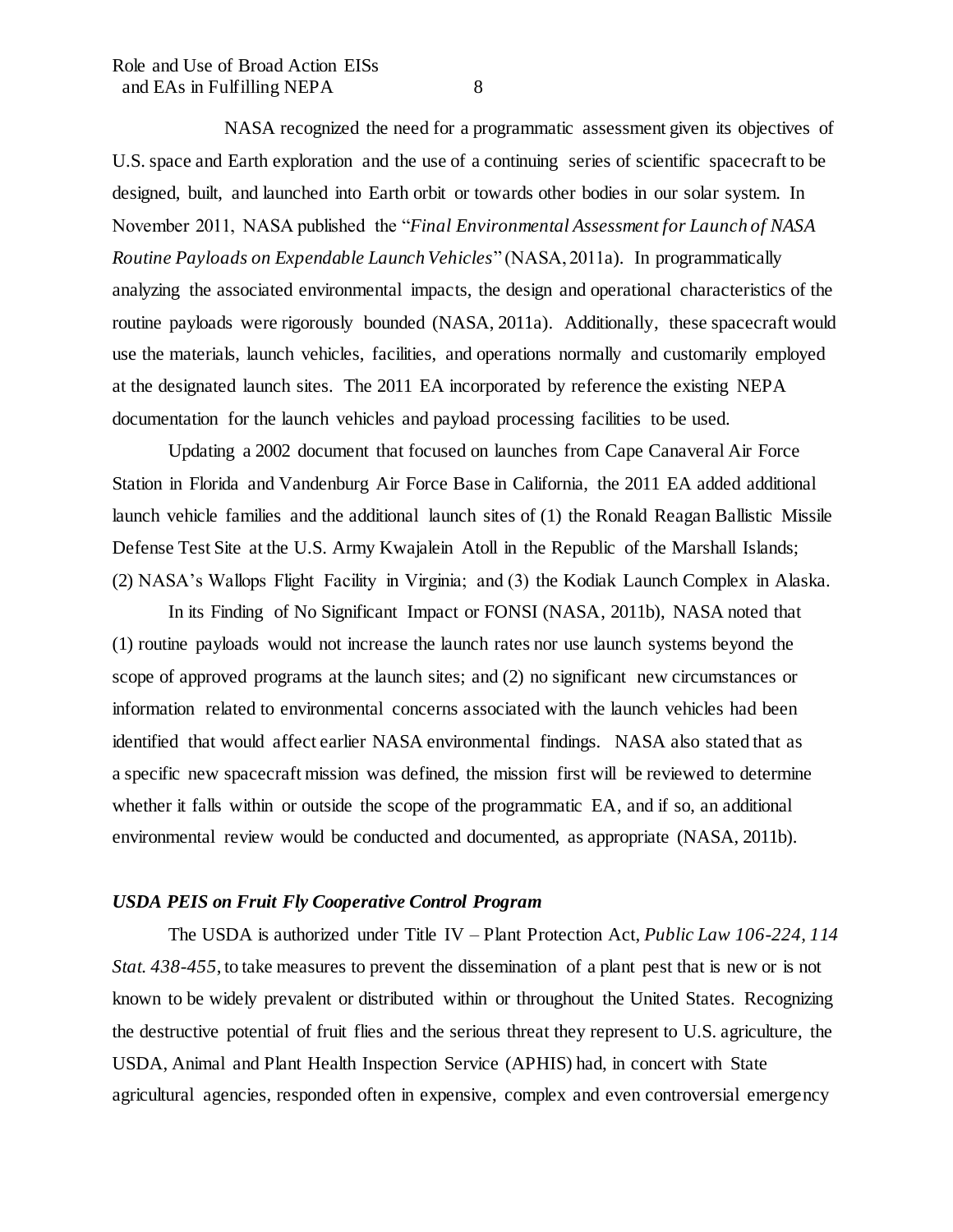NASA recognized the need for a programmatic assessment given its objectives of U.S. space and Earth exploration and the use of a continuing series of scientific spacecraft to be designed, built, and launched into Earth orbit or towards other bodies in our solar system. In November 2011, NASA published the "*Final Environmental Assessment for Launch of NASA Routine Payloads on Expendable Launch Vehicles*" (NASA, 2011a). In programmatically analyzing the associated environmental impacts, the design and operational characteristics of the routine payloads were rigorously bounded (NASA, 2011a). Additionally, these spacecraft would use the materials, launch vehicles, facilities, and operations normally and customarily employed at the designated launch sites. The 2011 EA incorporated by reference the existing NEPA documentation for the launch vehicles and payload processing facilities to be used.

Updating a 2002 document that focused on launches from Cape Canaveral Air Force Station in Florida and Vandenburg Air Force Base in California, the 2011 EA added additional launch vehicle families and the additional launch sites of (1) the Ronald Reagan Ballistic Missile Defense Test Site at the U.S. Army Kwajalein Atoll in the Republic of the Marshall Islands; (2) NASA's Wallops Flight Facility in Virginia; and (3) the Kodiak Launch Complex in Alaska.

In its Finding of No Significant Impact or FONSI (NASA, 2011b), NASA noted that (1) routine payloads would not increase the launch rates nor use launch systems beyond the scope of approved programs at the launch sites; and (2) no significant new circumstances or information related to environmental concerns associated with the launch vehicles had been identified that would affect earlier NASA environmental findings. NASA also stated that as a specific new spacecraft mission was defined, the mission first will be reviewed to determine whether it falls within or outside the scope of the programmatic EA, and if so, an additional environmental review would be conducted and documented, as appropriate (NASA, 2011b).

### *USDA PEIS on Fruit Fly Cooperative Control Program*

The USDA is authorized under Title IV – Plant Protection Act, *Public Law 106-224, 114 Stat. 438-455*, to take measures to prevent the dissemination of a plant pest that is new or is not known to be widely prevalent or distributed within or throughout the United States. Recognizing the destructive potential of fruit flies and the serious threat they represent to U.S. agriculture, the USDA, Animal and Plant Health Inspection Service (APHIS) had, in concert with State agricultural agencies, responded often in expensive, complex and even controversial emergency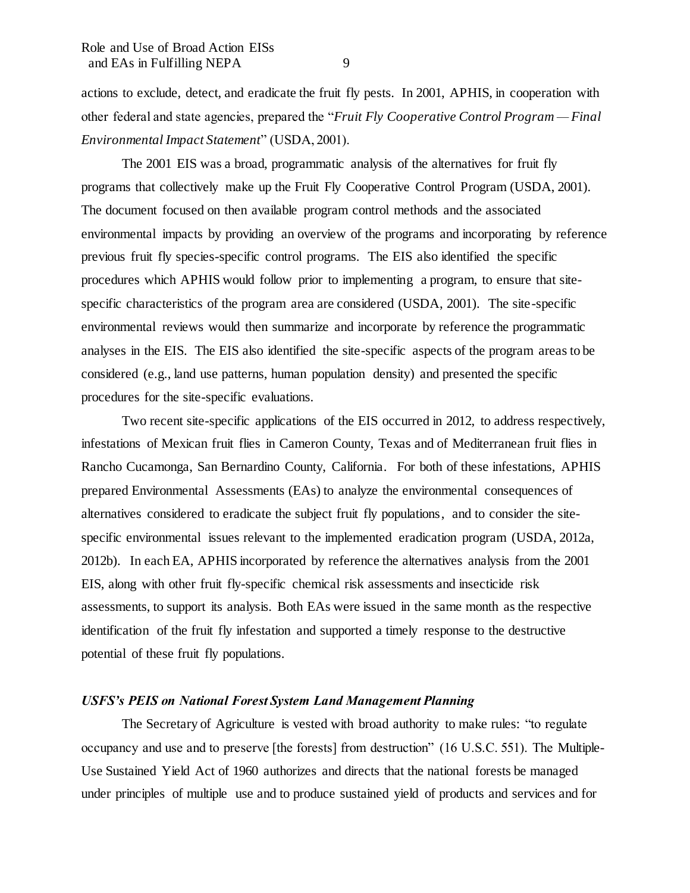actions to exclude, detect, and eradicate the fruit fly pests. In 2001, APHIS, in cooperation with other federal and state agencies, prepared the "*Fruit Fly Cooperative Control Program — Final Environmental Impact Statement*" (USDA, 2001).

The 2001 EIS was a broad, programmatic analysis of the alternatives for fruit fly programs that collectively make up the Fruit Fly Cooperative Control Program (USDA, 2001). The document focused on then available program control methods and the associated environmental impacts by providing an overview of the programs and incorporating by reference previous fruit fly species-specific control programs. The EIS also identified the specific procedures which APHIS would follow prior to implementing a program, to ensure that site-specific characteristics of the program area are considered (USDA, 2001). The site-specific environmental reviews would then summarize and incorporate by reference the programmatic analyses in the EIS. The EIS also identified the site-specific aspects of the program areas to be considered (e.g., land use patterns, human population density) and presented the specific procedures for the site-specific evaluations.

Two recent site-specific applications of the EIS occurred in 2012, to address respectively, infestations of Mexican fruit flies in Cameron County, Texas and of Mediterranean fruit flies in Rancho Cucamonga, San Bernardino County, California. For both of these infestations, APHIS prepared Environmental Assessments (EAs) to analyze the environmental consequences of alternatives considered to eradicate the subject fruit fly populations, and to consider the site-specific environmental issues relevant to the implemented eradication program (USDA, 2012a, 2012b). In each EA, APHIS incorporated by reference the alternatives analysis from the 2001 EIS, along with other fruit fly-specific chemical risk assessments and insecticide risk assessments, to support its analysis. Both EAs were issued in the same month as the respective identification of the fruit fly infestation and supported a timely response to the destructive potential of these fruit fly populations.

### *USFS's PEIS on National Forest System Land Management Planning*

The Secretary of Agriculture is vested with broad authority to make rules: "to regulate occupancy and use and to preserve [the forests] from destruction" (16 U.S.C. 551). The Multiple-Use Sustained Yield Act of 1960 authorizes and directs that the national forests be managed under principles of multiple use and to produce sustained yield of products and services and for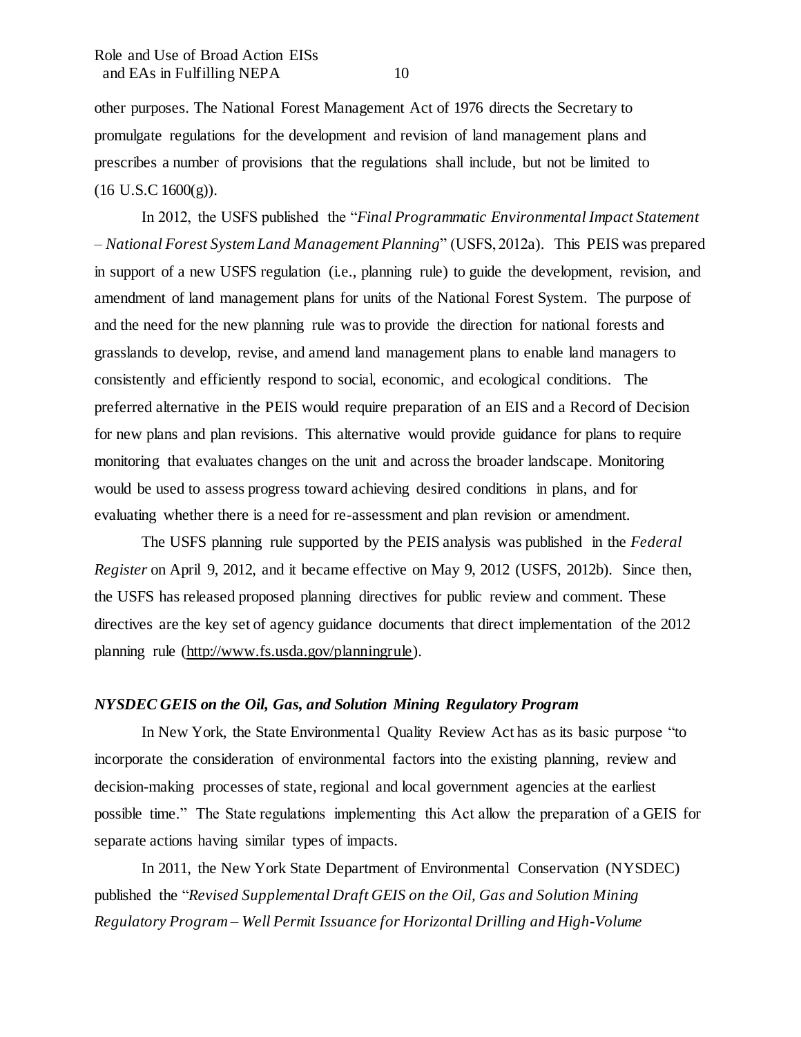other purposes. The National Forest Management Act of 1976 directs the Secretary to promulgate regulations for the development and revision of land management plans and prescribes a number of provisions that the regulations shall include, but not be limited to (16 U.S.C 1600(g)).

In 2012, the USFS published the "*Final Programmatic Environmental Impact Statement – National Forest System Land Management Planning*" (USFS, 2012a). This PEIS was prepared in support of a new USFS regulation (i.e., planning rule) to guide the development, revision, and amendment of land management plans for units of the National Forest System. The purpose of and the need for the new planning rule was to provide the direction for national forests and grasslands to develop, revise, and amend land management plans to enable land managers to consistently and efficiently respond to social, economic, and ecological conditions. The preferred alternative in the PEIS would require preparation of an EIS and a Record of Decision for new plans and plan revisions. This alternative would provide guidance for plans to require monitoring that evaluates changes on the unit and across the broader landscape. Monitoring would be used to assess progress toward achieving desired conditions in plans, and for evaluating whether there is a need for re-assessment and plan revision or amendment.

The USFS planning rule supported by the PEIS analysis was published in the *Federal Register* on April 9, 2012, and it became effective on May 9, 2012 (USFS, 2012b). Since then, the USFS has released proposed planning directives for public review and comment. These directives are the key set of agency guidance documents that direct implementation of the 2012 planning rule (http://www.fs.usda.gov/planningrule).

### *NYSDEC GEIS on the Oil, Gas, and Solution Mining Regulatory Program*

In New York, the State Environmental Quality Review Act has as its basic purpose "to incorporate the consideration of environmental factors into the existing planning, review and decision-making processes of state, regional and local government agencies at the earliest possible time." The State regulations implementing this Act allow the preparation of a GEIS for separate actions having similar types of impacts.

In 2011, the New York State Department of Environmental Conservation (NYSDEC) published the "*Revised Supplemental Draft GEIS on the Oil, Gas and Solution Mining Regulatory Program – Well Permit Issuance for Horizontal Drilling and High-Volume*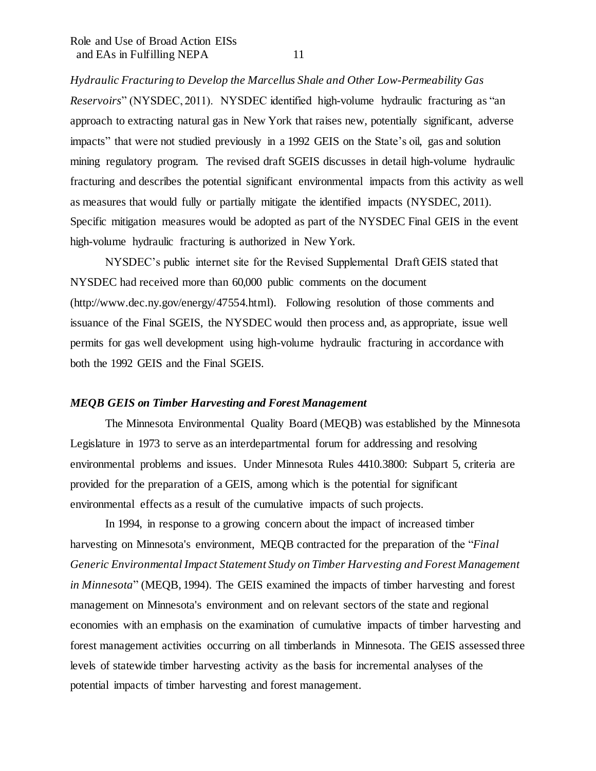*Hydraulic Fracturing to Develop the Marcellus Shale and Other Low-Permeability Gas Reservoirs*" (NYSDEC, 2011). NYSDEC identified high-volume hydraulic fracturing as "an approach to extracting natural gas in New York that raises new, potentially significant, adverse impacts" that were not studied previously in a 1992 GEIS on the State's oil, gas and solution mining regulatory program. The revised draft SGEIS discusses in detail high-volume hydraulic fracturing and describes the potential significant environmental impacts from this activity as well as measures that would fully or partially mitigate the identified impacts (NYSDEC, 2011). Specific mitigation measures would be adopted as part of the NYSDEC Final GEIS in the event high-volume hydraulic fracturing is authorized in New York.

NYSDEC's public internet site for the Revised Supplemental Draft GEIS stated that NYSDEC had received more than 60,000 public comments on the document (http://www.dec.ny.gov/energy/47554.html). Following resolution of those comments and issuance of the Final SGEIS, the NYSDEC would then process and, as appropriate, issue well permits for gas well development using high-volume hydraulic fracturing in accordance with both the 1992 GEIS and the Final SGEIS.

### *MEQB GEIS on Timber Harvesting and Forest Management*

The Minnesota Environmental Quality Board (MEQB) was established by the Minnesota Legislature in 1973 to serve as an interdepartmental forum for addressing and resolving environmental problems and issues. Under Minnesota Rules 4410.3800: Subpart 5, criteria are provided for the preparation of a GEIS, among which is the potential for significant environmental effects as a result of the cumulative impacts of such projects.

In 1994, in response to a growing concern about the impact of increased timber harvesting on Minnesota's environment, MEQB contracted for the preparation of the "*Final Generic Environmental Impact Statement Study on Timber Harvesting and Forest Management in Minnesota*" (MEQB, 1994). The GEIS examined the impacts of timber harvesting and forest management on Minnesota's environment and on relevant sectors of the state and regional economies with an emphasis on the examination of cumulative impacts of timber harvesting and forest management activities occurring on all timberlands in Minnesota. The GEIS assessed three levels of statewide timber harvesting activity as the basis for incremental analyses of the potential impacts of timber harvesting and forest management.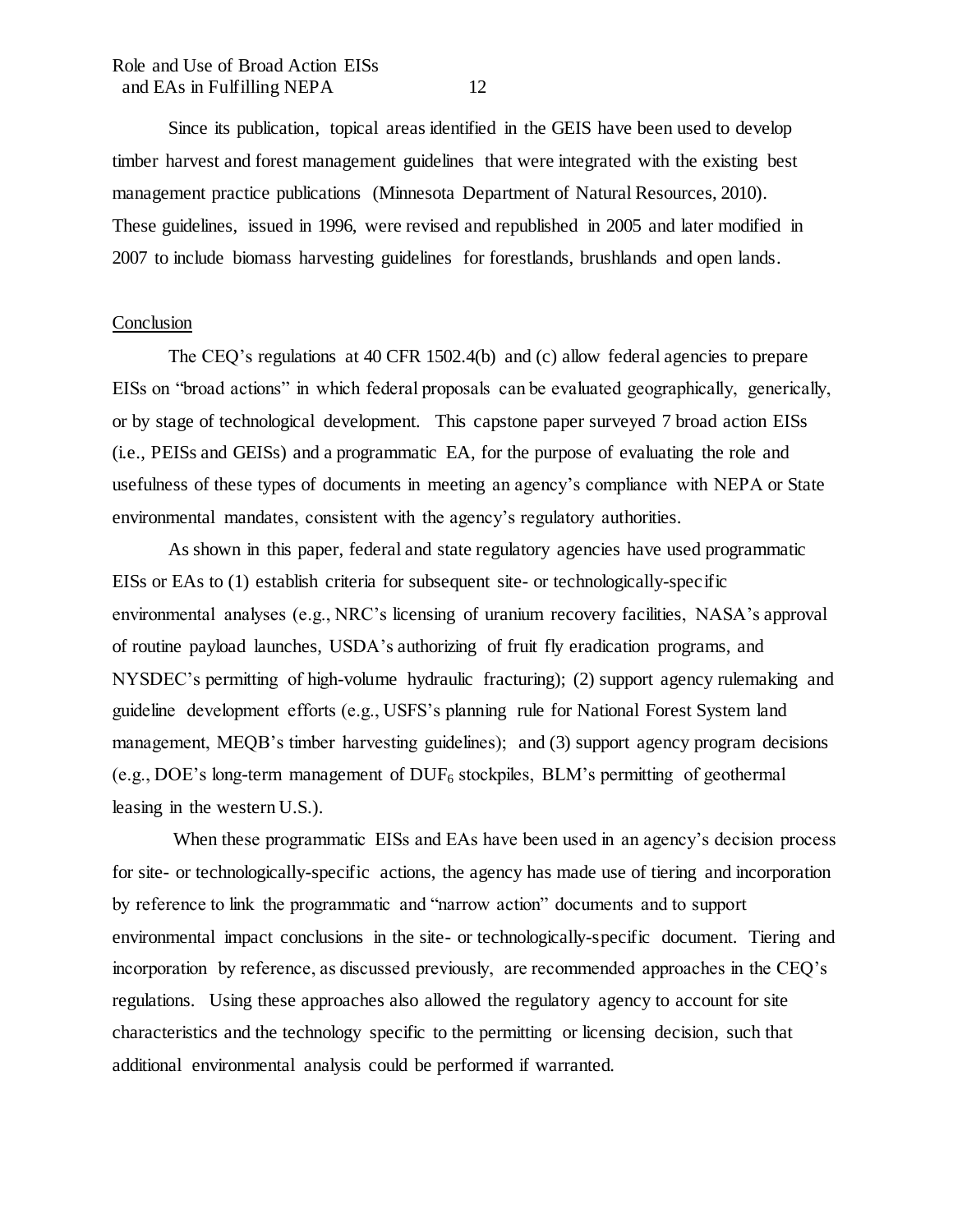Since its publication, topical areas identified in the GEIS have been used to develop timber harvest and forest management guidelines that were integrated with the existing best management practice publications (Minnesota Department of Natural Resources, 2010). These guidelines, issued in 1996, were revised and republished in 2005 and later modified in 2007 to include biomass harvesting guidelines for forestlands, brushlands and open lands.

## Conclusion

The CEQ's regulations at 40 CFR 1502.4(b) and (c) allow federal agencies to prepare EISs on "broad actions" in which federal proposals can be evaluated geographically, generically, or by stage of technological development. This capstone paper surveyed 7 broad action EISs (i.e., PEISs and GEISs) and a programmatic EA, for the purpose of evaluating the role and usefulness of these types of documents in meeting an agency's compliance with NEPA or State environmental mandates, consistent with the agency's regulatory authorities.

As shown in this paper, federal and state regulatory agencies have used programmatic EISs or EAs to (1) establish criteria for subsequent site- or technologically-specific environmental analyses (e.g., NRC's licensing of uranium recovery facilities, NASA's approval of routine payload launches, USDA's authorizing of fruit fly eradication programs, and NYSDEC's permitting of high-volume hydraulic fracturing); (2) support agency rulemaking and guideline development efforts (e.g., USFS's planning rule for National Forest System land management, MEQB's timber harvesting guidelines); and (3) support agency program decisions (e.g., DOE's long-term management of $DUF_6$ stockpiles, BLM's permitting of geothermal leasing in the western U.S.).

When these programmatic EISs and EAs have been used in an agency's decision process for site- or technologically-specific actions, the agency has made use of tiering and incorporation by reference to link the programmatic and "narrow action" documents and to support environmental impact conclusions in the site- or technologically-specific document. Tiering and incorporation by reference, as discussed previously, are recommended approaches in the CEQ's regulations. Using these approaches also allowed the regulatory agency to account for site characteristics and the technology specific to the permitting or licensing decision, such that additional environmental analysis could be performed if warranted.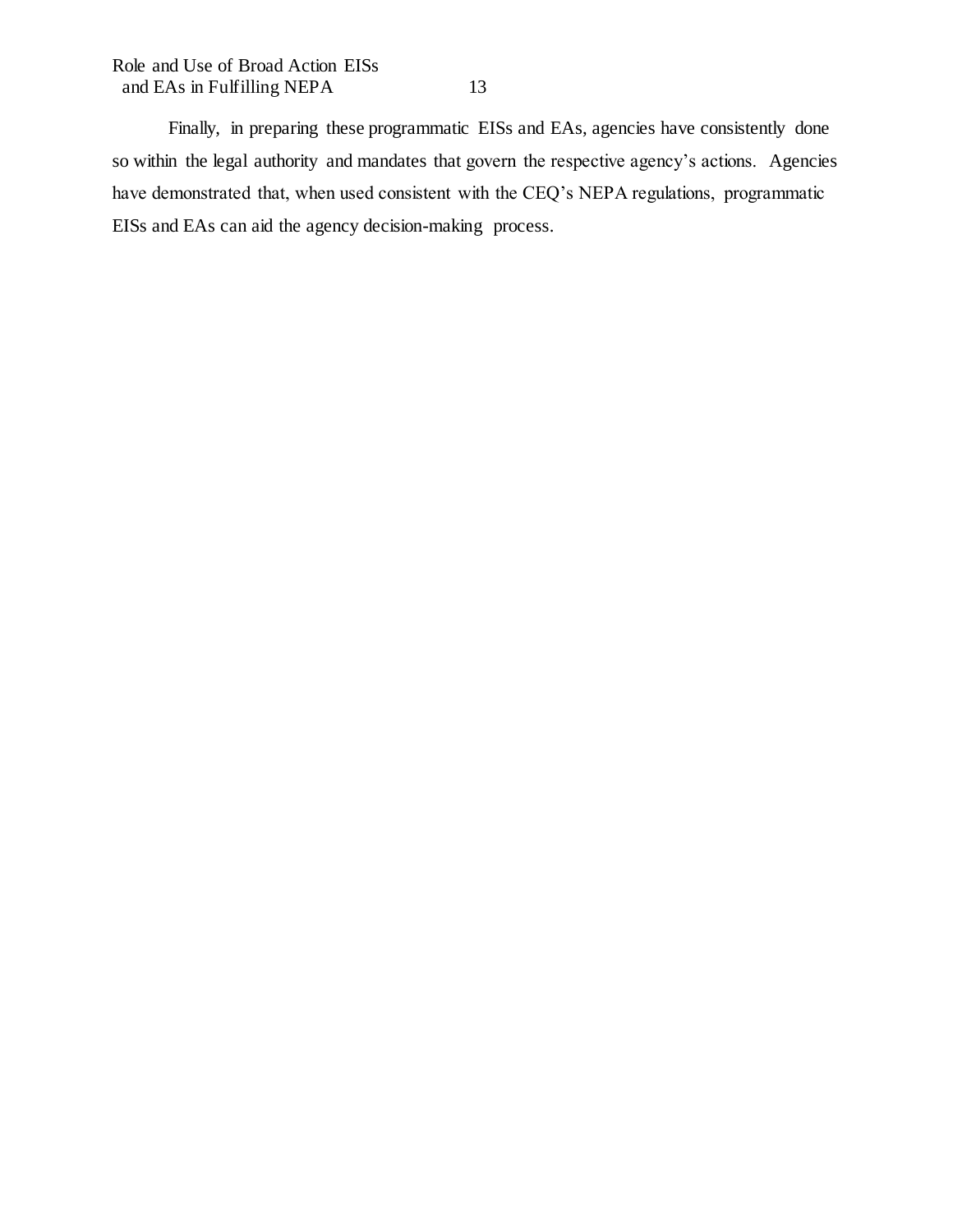Finally, in preparing these programmatic EISs and EAs, agencies have consistently done so within the legal authority and mandates that govern the respective agency's actions. Agencies have demonstrated that, when used consistent with the CEQ's NEPA regulations, programmatic EISs and EAs can aid the agency decision-making process.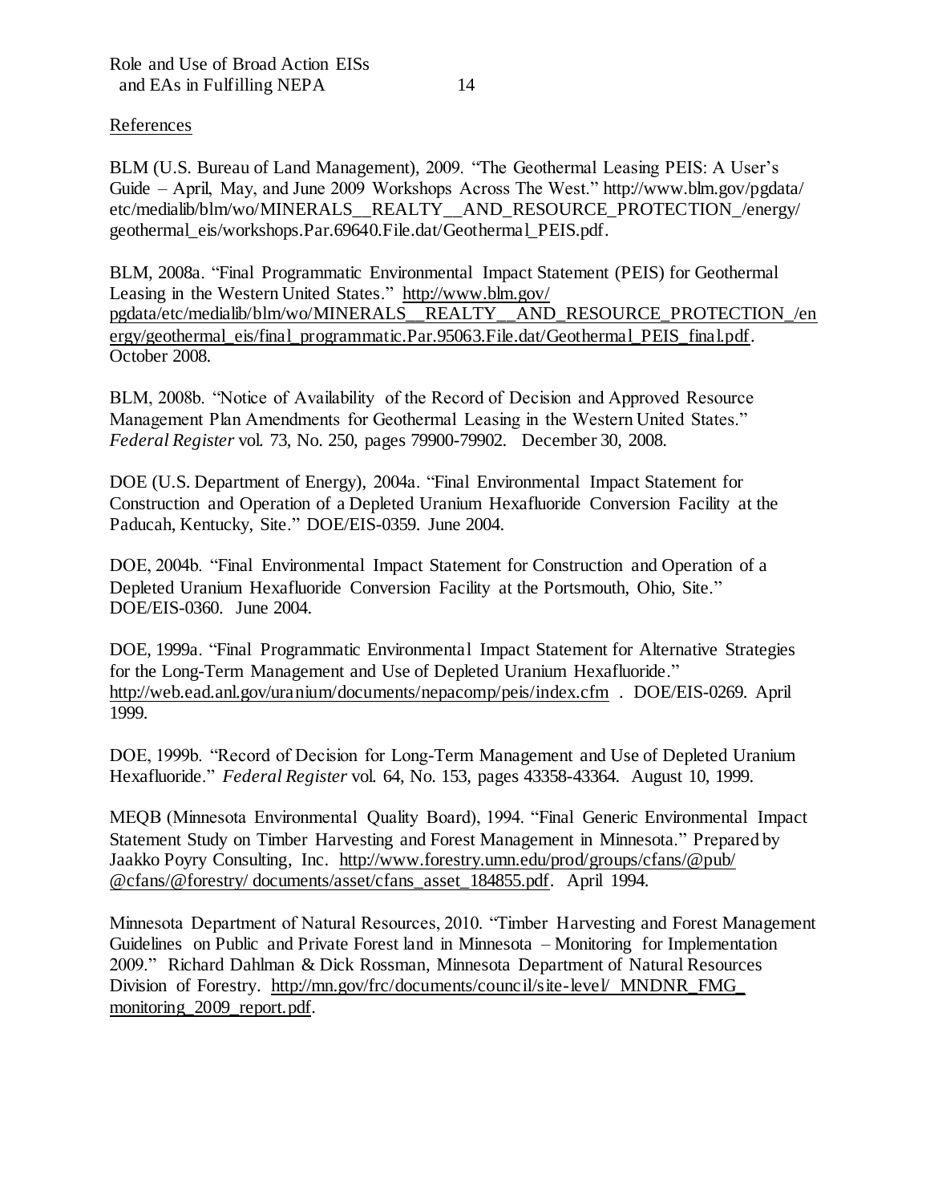References

BLM (U.S. Bureau of Land Management), 2009. "The Geothermal Leasing PEIS: A User's Guide – April, May, and June 2009 Workshops Across The West." http://www.blm.gov/pgdata/etc/medialib/blm/wo/MINERALS__REALTY__AND_RESOURCE_PROTECTION_/energy/geothermal_eis/workshops.Par.69640.File.dat/Geothermal_PEIS.pdf.

BLM, 2008a. "Final Programmatic Environmental Impact Statement (PEIS) for Geothermal Leasing in the Western United States." http://www.blm.gov/pgdata/etc/medialib/blm/wo/MINERALS__REALTY__AND_RESOURCE_PROTECTION_/energy/geothermal_eis/final_programmatic.Par.95063.File.dat/Geothermal_PEIS_final.pdf. October 2008.

BLM, 2008b. "Notice of Availability of the Record of Decision and Approved Resource Management Plan Amendments for Geothermal Leasing in the Western United States." *Federal Register* vol. 73, No. 250, pages 79900-79902. December 30, 2008.

DOE (U.S. Department of Energy), 2004a. "Final Environmental Impact Statement for Construction and Operation of a Depleted Uranium Hexafluoride Conversion Facility at the Paducah, Kentucky, Site." DOE/EIS-0359. June 2004.

DOE, 2004b. "Final Environmental Impact Statement for Construction and Operation of a Depleted Uranium Hexafluoride Conversion Facility at the Portsmouth, Ohio, Site." DOE/EIS-0360. June 2004.

DOE, 1999a. "Final Programmatic Environmental Impact Statement for Alternative Strategies for the Long-Term Management and Use of Depleted Uranium Hexafluoride." http://web.ead.anl.gov/uranium/documents/nepacomp/peis/index.cfm . DOE/EIS-0269. April 1999.

DOE, 1999b. "Record of Decision for Long-Term Management and Use of Depleted Uranium Hexafluoride." *Federal Register* vol. 64, No. 153, pages 43358-43364. August 10, 1999.

MEQB (Minnesota Environmental Quality Board), 1994. "Final Generic Environmental Impact Statement Study on Timber Harvesting and Forest Management in Minnesota." Prepared by Jaakko Poyry Consulting, Inc. http://www.forestry.umn.edu/prod/groups/cfans/@pub/@cfans/@forestry/ documents/asset/cfans_asset_184855.pdf. April 1994.

Minnesota Department of Natural Resources, 2010. "Timber Harvesting and Forest Management Guidelines on Public and Private Forest land in Minnesota – Monitoring for Implementation 2009." Richard Dahlman & Dick Rossman, Minnesota Department of Natural Resources Division of Forestry. http://mn.gov/frc/documents/council/site-level/ MNDNR_FMG_monitoring_2009_report.pdf.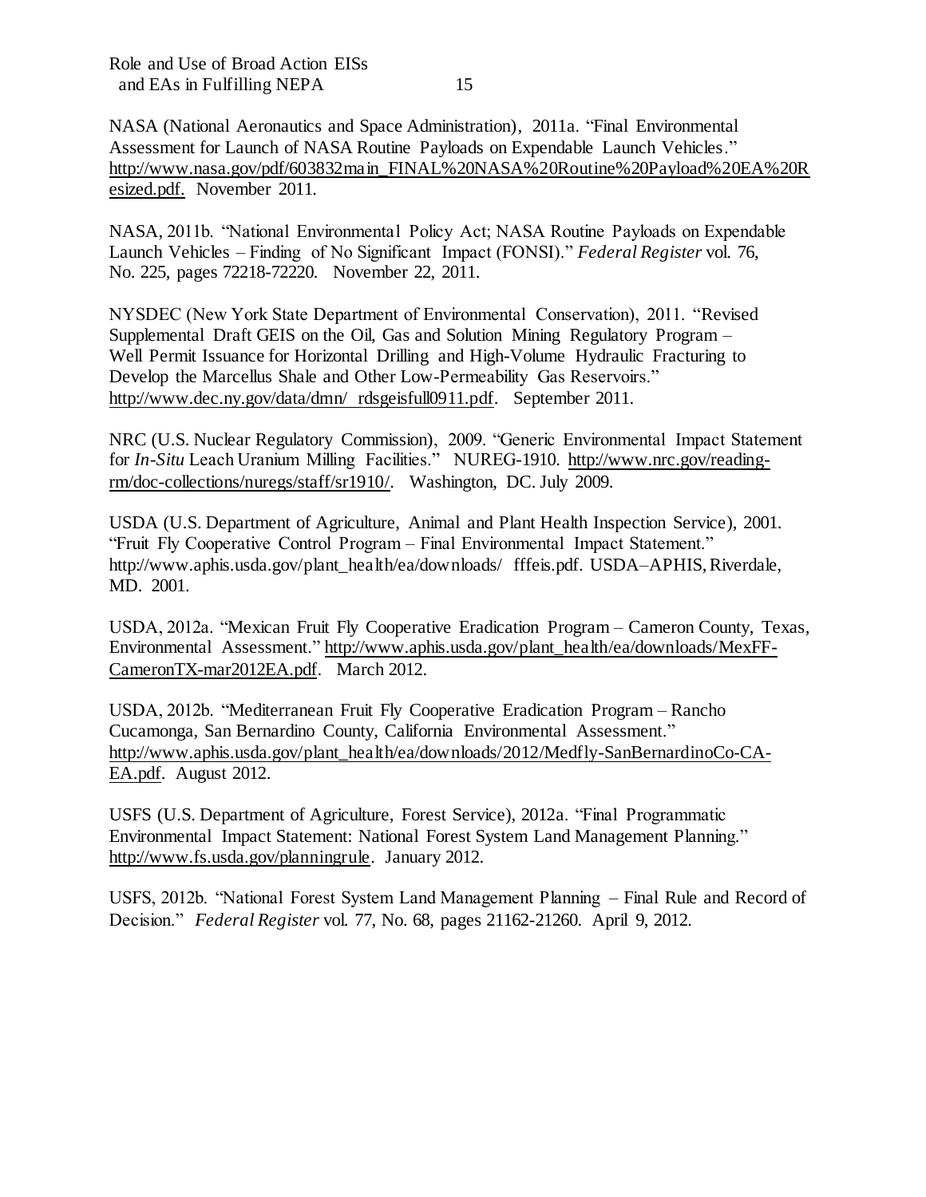NASA (National Aeronautics and Space Administration), 2011a. "Final Environmental Assessment for Launch of NASA Routine Payloads on Expendable Launch Vehicles." http://www.nasa.gov/pdf/603832main_FINAL%20NASA%20Routine%20Payload%20EA%20Resized.pdf. November 2011.

NASA, 2011b. "National Environmental Policy Act; NASA Routine Payloads on Expendable Launch Vehicles – Finding of No Significant Impact (FONSI)." *Federal Register* vol. 76, No. 225, pages 72218-72220. November 22, 2011.

NYSDEC (New York State Department of Environmental Conservation), 2011. "Revised Supplemental Draft GEIS on the Oil, Gas and Solution Mining Regulatory Program – Well Permit Issuance for Horizontal Drilling and High-Volume Hydraulic Fracturing to Develop the Marcellus Shale and Other Low-Permeability Gas Reservoirs." http://www.dec.ny.gov/data/dmn/ rdsgeisfull0911.pdf. September 2011.

NRC (U.S. Nuclear Regulatory Commission), 2009. "Generic Environmental Impact Statement for *In-Situ* Leach Uranium Milling Facilities." NUREG-1910. http://www.nrc.gov/reading-rm/doc-collections/nuregs/staff/sr1910/. Washington, DC. July 2009.

USDA (U.S. Department of Agriculture, Animal and Plant Health Inspection Service), 2001. "Fruit Fly Cooperative Control Program – Final Environmental Impact Statement." http://www.aphis.usda.gov/plant_health/ea/downloads/ fffeis.pdf. USDA–APHIS, Riverdale, MD. 2001.

USDA, 2012a. "Mexican Fruit Fly Cooperative Eradication Program – Cameron County, Texas, Environmental Assessment." http://www.aphis.usda.gov/plant_health/ea/downloads/MexFF-CameronTX-mar2012EA.pdf. March 2012.

USDA, 2012b. "Mediterranean Fruit Fly Cooperative Eradication Program – Rancho Cucamonga, San Bernardino County, California Environmental Assessment." http://www.aphis.usda.gov/plant_health/ea/downloads/2012/Medfly-SanBernardinoCo-CA-EA.pdf. August 2012.

USFS (U.S. Department of Agriculture, Forest Service), 2012a. "Final Programmatic Environmental Impact Statement: National Forest System Land Management Planning." http://www.fs.usda.gov/planningrule. January 2012.

USFS, 2012b. "National Forest System Land Management Planning – Final Rule and Record of Decision." *Federal Register* vol. 77, No. 68, pages 21162-21260. April 9, 2012.